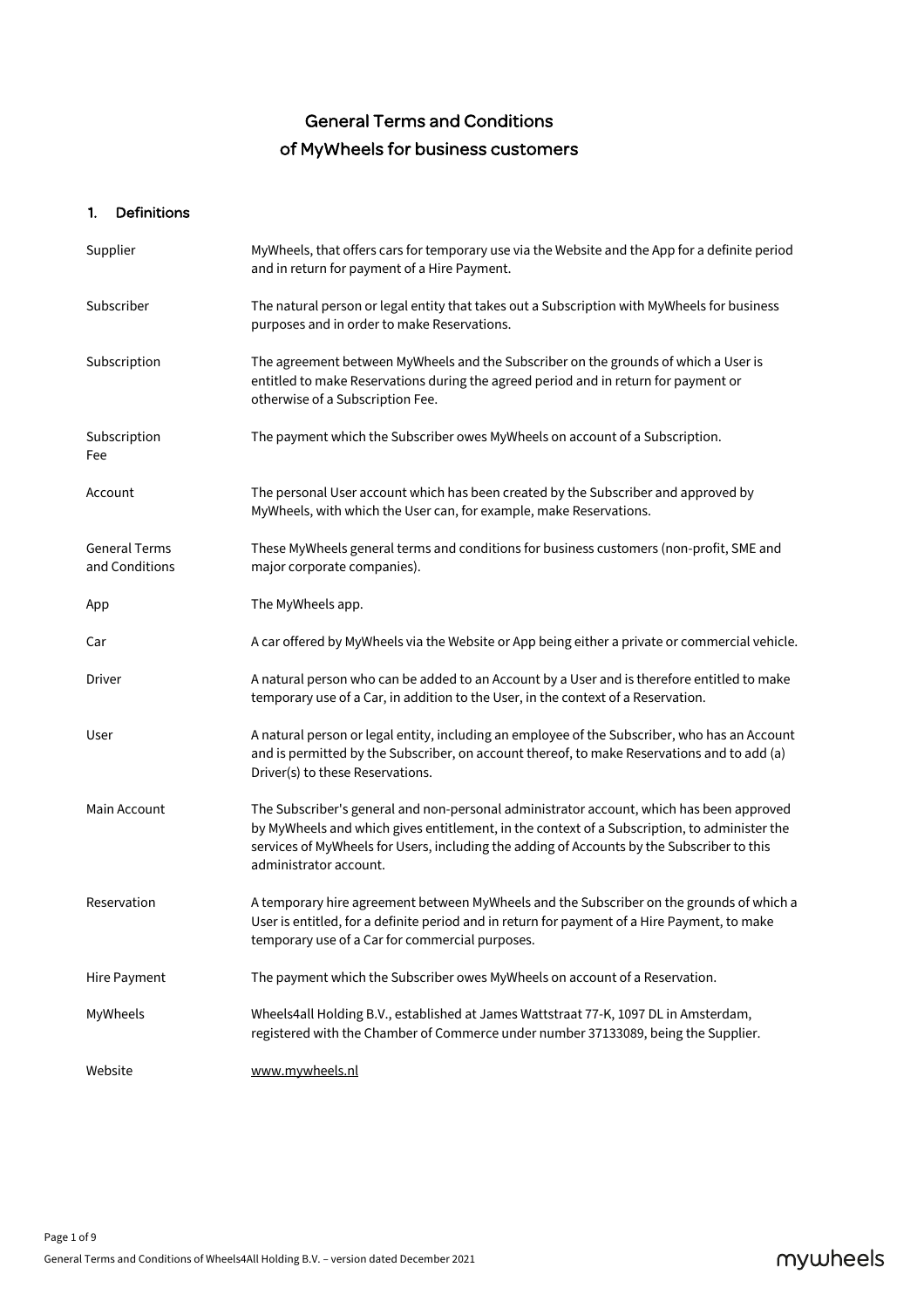# General Terms and Conditions of MyWheels for business customers

## 1. Definitions

| | |
|---|---|
| Supplier | MyWheels, that offers cars for temporary use via the Website and the App for a definite period and in return for payment of a Hire Payment. |
| Subscriber | The natural person or legal entity that takes out a Subscription with MyWheels for business purposes and in order to make Reservations. |
| Subscription | The agreement between MyWheels and the Subscriber on the grounds of which a User is entitled to make Reservations during the agreed period and in return for payment or otherwise of a Subscription Fee. |
| Subscription Fee | The payment which the Subscriber owes MyWheels on account of a Subscription. |
| Account | The personal User account which has been created by the Subscriber and approved by MyWheels, with which the User can, for example, make Reservations. |
| General Terms and Conditions | These MyWheels general terms and conditions for business customers (non-profit, SME and major corporate companies). |
| App | The MyWheels app. |
| Car | A car offered by MyWheels via the Website or App being either a private or commercial vehicle. |
| Driver | A natural person who can be added to an Account by a User and is therefore entitled to make temporary use of a Car, in addition to the User, in the context of a Reservation. |
| User | A natural person or legal entity, including an employee of the Subscriber, who has an Account and is permitted by the Subscriber, on account thereof, to make Reservations and to add (a) Driver(s) to these Reservations. |
| Main Account | The Subscriber's general and non-personal administrator account, which has been approved by MyWheels and which gives entitlement, in the context of a Subscription, to administer the services of MyWheels for Users, including the adding of Accounts by the Subscriber to this administrator account. |
| Reservation | A temporary hire agreement between MyWheels and the Subscriber on the grounds of which a User is entitled, for a definite period and in return for payment of a Hire Payment, to make temporary use of a Car for commercial purposes. |
| Hire Payment | The payment which the Subscriber owes MyWheels on account of a Reservation. |
| MyWheels | Wheels4all Holding B.V., established at James Wattstraat 77-K, 1097 DL in Amsterdam, registered with the Chamber of Commerce under number 37133089, being the Supplier. |
| Website | www.mywheels.nl |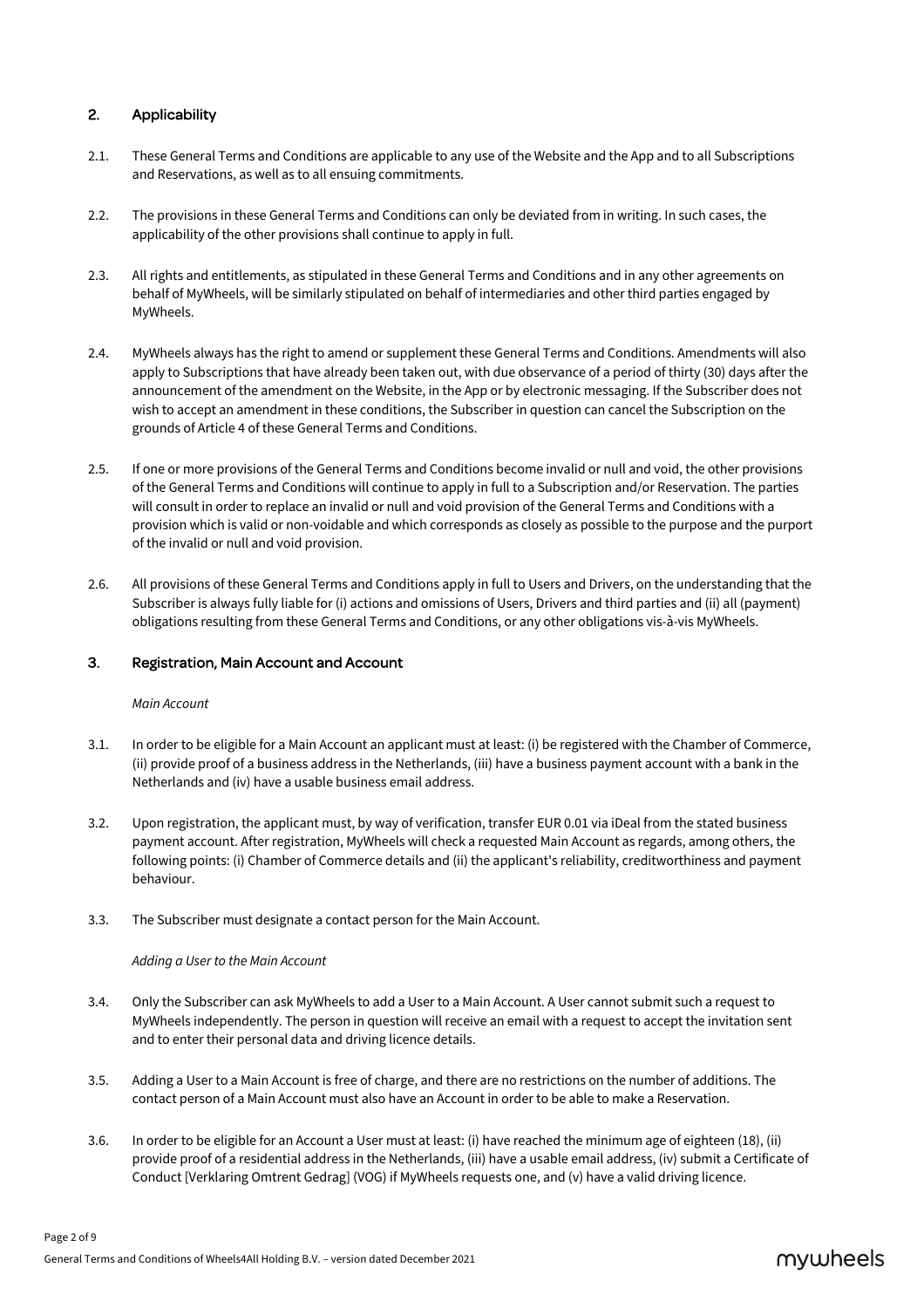## 2. Applicability

2.1. These General Terms and Conditions are applicable to any use of the Website and the App and to all Subscriptions and Reservations, as well as to all ensuing commitments.

2.2. The provisions in these General Terms and Conditions can only be deviated from in writing. In such cases, the applicability of the other provisions shall continue to apply in full.

2.3. All rights and entitlements, as stipulated in these General Terms and Conditions and in any other agreements on behalf of MyWheels, will be similarly stipulated on behalf of intermediaries and other third parties engaged by MyWheels.

2.4. MyWheels always has the right to amend or supplement these General Terms and Conditions. Amendments will also apply to Subscriptions that have already been taken out, with due observance of a period of thirty (30) days after the announcement of the amendment on the Website, in the App or by electronic messaging. If the Subscriber does not wish to accept an amendment in these conditions, the Subscriber in question can cancel the Subscription on the grounds of Article 4 of these General Terms and Conditions.

2.5. If one or more provisions of the General Terms and Conditions become invalid or null and void, the other provisions of the General Terms and Conditions will continue to apply in full to a Subscription and/or Reservation. The parties will consult in order to replace an invalid or null and void provision of the General Terms and Conditions with a provision which is valid or non-voidable and which corresponds as closely as possible to the purpose and the purport of the invalid or null and void provision.

2.6. All provisions of these General Terms and Conditions apply in full to Users and Drivers, on the understanding that the Subscriber is always fully liable for (i) actions and omissions of Users, Drivers and third parties and (ii) all (payment) obligations resulting from these General Terms and Conditions, or any other obligations vis-à-vis MyWheels.

## 3. Registration, Main Account and Account

*Main Account*

3.1. In order to be eligible for a Main Account an applicant must at least: (i) be registered with the Chamber of Commerce, (ii) provide proof of a business address in the Netherlands, (iii) have a business payment account with a bank in the Netherlands and (iv) have a usable business email address.

3.2. Upon registration, the applicant must, by way of verification, transfer EUR 0.01 via iDeal from the stated business payment account. After registration, MyWheels will check a requested Main Account as regards, among others, the following points: (i) Chamber of Commerce details and (ii) the applicant's reliability, creditworthiness and payment behaviour.

3.3. The Subscriber must designate a contact person for the Main Account.

*Adding a User to the Main Account*

3.4. Only the Subscriber can ask MyWheels to add a User to a Main Account. A User cannot submit such a request to MyWheels independently. The person in question will receive an email with a request to accept the invitation sent and to enter their personal data and driving licence details.

3.5. Adding a User to a Main Account is free of charge, and there are no restrictions on the number of additions. The contact person of a Main Account must also have an Account in order to be able to make a Reservation.

3.6. In order to be eligible for an Account a User must at least: (i) have reached the minimum age of eighteen (18), (ii) provide proof of a residential address in the Netherlands, (iii) have a usable email address, (iv) submit a Certificate of Conduct [Verklaring Omtrent Gedrag] (VOG) if MyWheels requests one, and (v) have a valid driving licence.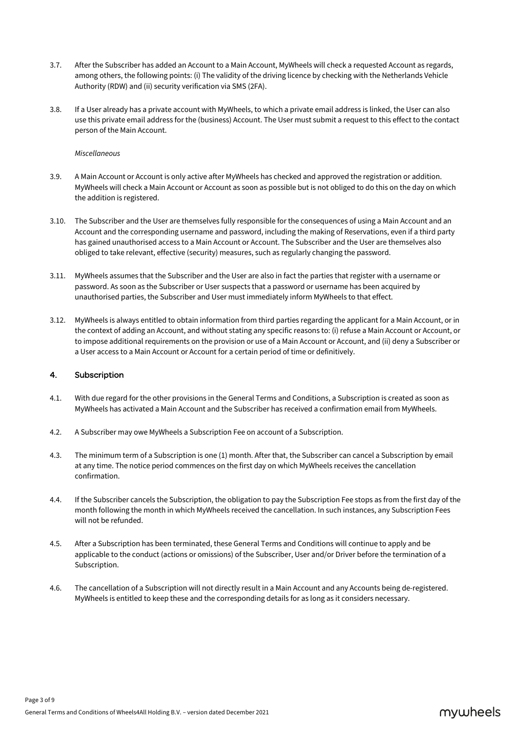3.7. After the Subscriber has added an Account to a Main Account, MyWheels will check a requested Account as regards, among others, the following points: (i) The validity of the driving licence by checking with the Netherlands Vehicle Authority (RDW) and (ii) security verification via SMS (2FA).

3.8. If a User already has a private account with MyWheels, to which a private email address is linked, the User can also use this private email address for the (business) Account. The User must submit a request to this effect to the contact person of the Main Account.

*Miscellaneous*

3.9. A Main Account or Account is only active after MyWheels has checked and approved the registration or addition. MyWheels will check a Main Account or Account as soon as possible but is not obliged to do this on the day on which the addition is registered.

3.10. The Subscriber and the User are themselves fully responsible for the consequences of using a Main Account and an Account and the corresponding username and password, including the making of Reservations, even if a third party has gained unauthorised access to a Main Account or Account. The Subscriber and the User are themselves also obliged to take relevant, effective (security) measures, such as regularly changing the password.

3.11. MyWheels assumes that the Subscriber and the User are also in fact the parties that register with a username or password. As soon as the Subscriber or User suspects that a password or username has been acquired by unauthorised parties, the Subscriber and User must immediately inform MyWheels to that effect.

3.12. MyWheels is always entitled to obtain information from third parties regarding the applicant for a Main Account, or in the context of adding an Account, and without stating any specific reasons to: (i) refuse a Main Account or Account, or to impose additional requirements on the provision or use of a Main Account or Account, and (ii) deny a Subscriber or a User access to a Main Account or Account for a certain period of time or definitively.

## 4. Subscription

4.1. With due regard for the other provisions in the General Terms and Conditions, a Subscription is created as soon as MyWheels has activated a Main Account and the Subscriber has received a confirmation email from MyWheels.

4.2. A Subscriber may owe MyWheels a Subscription Fee on account of a Subscription.

4.3. The minimum term of a Subscription is one (1) month. After that, the Subscriber can cancel a Subscription by email at any time. The notice period commences on the first day on which MyWheels receives the cancellation confirmation.

4.4. If the Subscriber cancels the Subscription, the obligation to pay the Subscription Fee stops as from the first day of the month following the month in which MyWheels received the cancellation. In such instances, any Subscription Fees will not be refunded.

4.5. After a Subscription has been terminated, these General Terms and Conditions will continue to apply and be applicable to the conduct (actions or omissions) of the Subscriber, User and/or Driver before the termination of a Subscription.

4.6. The cancellation of a Subscription will not directly result in a Main Account and any Accounts being de-registered. MyWheels is entitled to keep these and the corresponding details for as long as it considers necessary.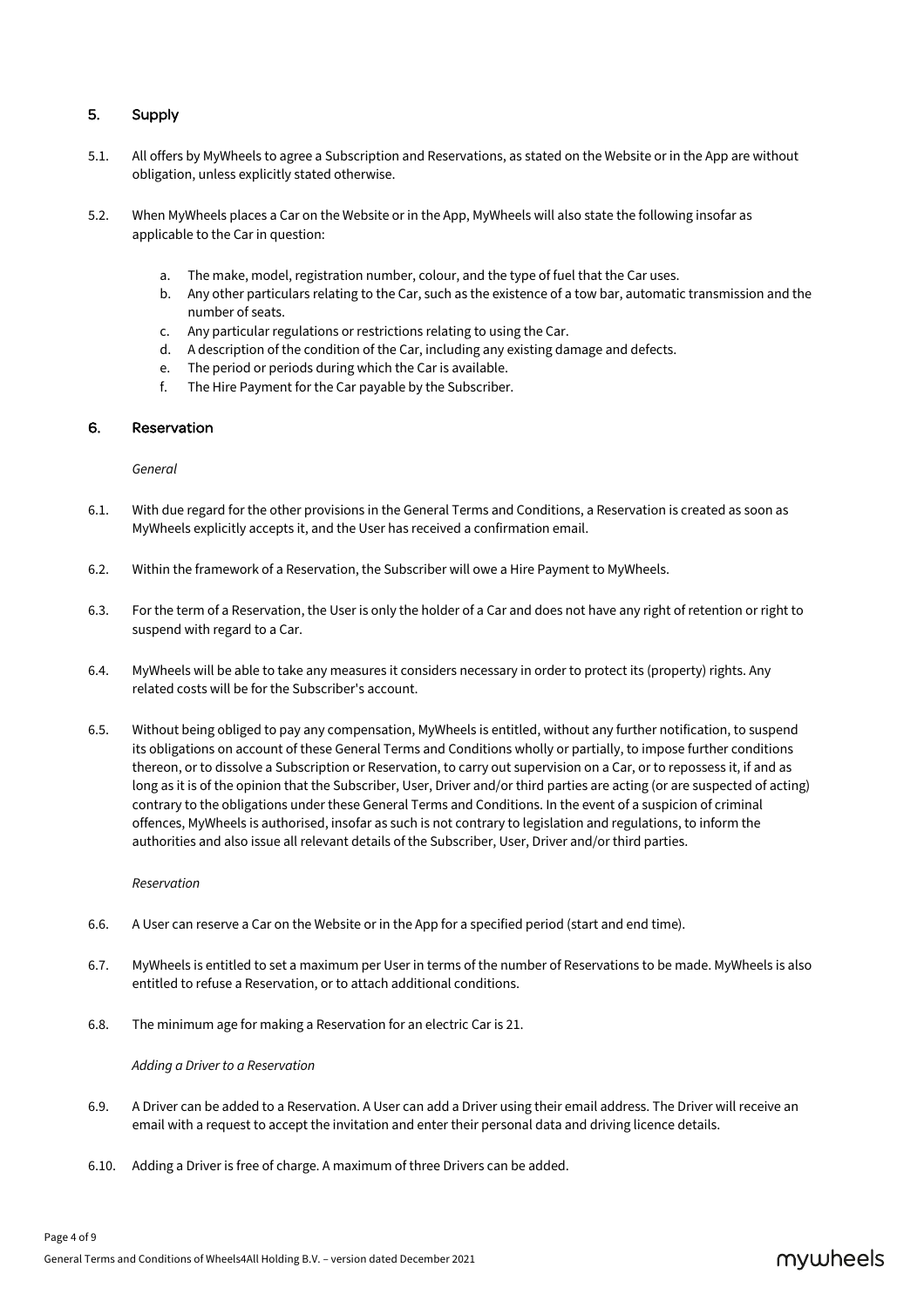## 5. Supply

5.1. All offers by MyWheels to agree a Subscription and Reservations, as stated on the Website or in the App are without obligation, unless explicitly stated otherwise.

5.2. When MyWheels places a Car on the Website or in the App, MyWheels will also state the following insofar as applicable to the Car in question:

a. The make, model, registration number, colour, and the type of fuel that the Car uses.
b. Any other particulars relating to the Car, such as the existence of a tow bar, automatic transmission and the number of seats.
c. Any particular regulations or restrictions relating to using the Car.
d. A description of the condition of the Car, including any existing damage and defects.
e. The period or periods during which the Car is available.
f. The Hire Payment for the Car payable by the Subscriber.

## 6. Reservation

*General*

6.1. With due regard for the other provisions in the General Terms and Conditions, a Reservation is created as soon as MyWheels explicitly accepts it, and the User has received a confirmation email.

6.2. Within the framework of a Reservation, the Subscriber will owe a Hire Payment to MyWheels.

6.3. For the term of a Reservation, the User is only the holder of a Car and does not have any right of retention or right to suspend with regard to a Car.

6.4. MyWheels will be able to take any measures it considers necessary in order to protect its (property) rights. Any related costs will be for the Subscriber's account.

6.5. Without being obliged to pay any compensation, MyWheels is entitled, without any further notification, to suspend its obligations on account of these General Terms and Conditions wholly or partially, to impose further conditions thereon, or to dissolve a Subscription or Reservation, to carry out supervision on a Car, or to repossess it, if and as long as it is of the opinion that the Subscriber, User, Driver and/or third parties are acting (or are suspected of acting) contrary to the obligations under these General Terms and Conditions. In the event of a suspicion of criminal offences, MyWheels is authorised, insofar as such is not contrary to legislation and regulations, to inform the authorities and also issue all relevant details of the Subscriber, User, Driver and/or third parties.

*Reservation*

6.6. A User can reserve a Car on the Website or in the App for a specified period (start and end time).

6.7. MyWheels is entitled to set a maximum per User in terms of the number of Reservations to be made. MyWheels is also entitled to refuse a Reservation, or to attach additional conditions.

6.8. The minimum age for making a Reservation for an electric Car is 21.

*Adding a Driver to a Reservation*

6.9. A Driver can be added to a Reservation. A User can add a Driver using their email address. The Driver will receive an email with a request to accept the invitation and enter their personal data and driving licence details.

6.10. Adding a Driver is free of charge. A maximum of three Drivers can be added.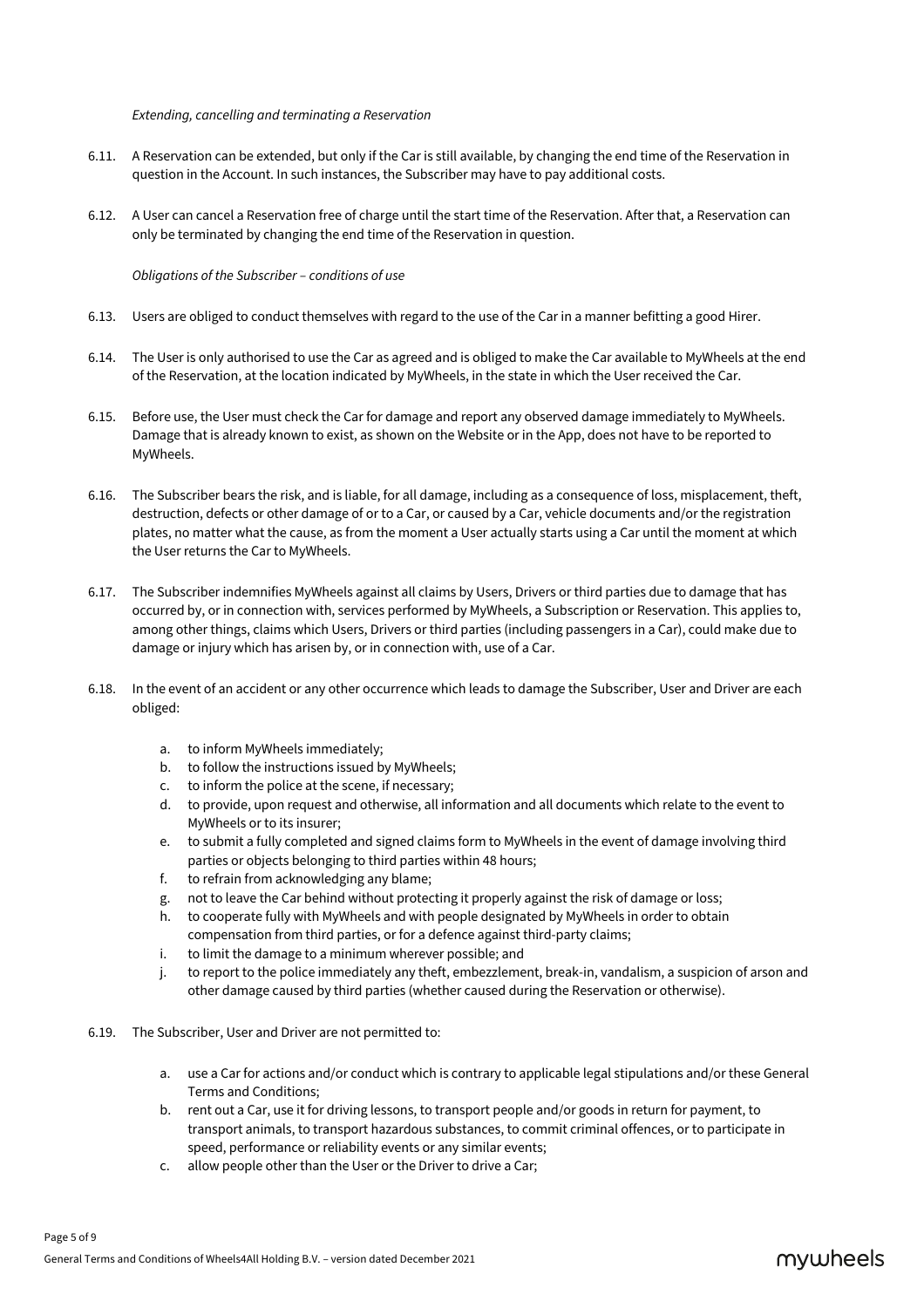*Extending, cancelling and terminating a Reservation*

6.11. A Reservation can be extended, but only if the Car is still available, by changing the end time of the Reservation in question in the Account. In such instances, the Subscriber may have to pay additional costs.

6.12. A User can cancel a Reservation free of charge until the start time of the Reservation. After that, a Reservation can only be terminated by changing the end time of the Reservation in question.

*Obligations of the Subscriber – conditions of use*

6.13. Users are obliged to conduct themselves with regard to the use of the Car in a manner befitting a good Hirer.

6.14. The User is only authorised to use the Car as agreed and is obliged to make the Car available to MyWheels at the end of the Reservation, at the location indicated by MyWheels, in the state in which the User received the Car.

6.15. Before use, the User must check the Car for damage and report any observed damage immediately to MyWheels. Damage that is already known to exist, as shown on the Website or in the App, does not have to be reported to MyWheels.

6.16. The Subscriber bears the risk, and is liable, for all damage, including as a consequence of loss, misplacement, theft, destruction, defects or other damage of or to a Car, or caused by a Car, vehicle documents and/or the registration plates, no matter what the cause, as from the moment a User actually starts using a Car until the moment at which the User returns the Car to MyWheels.

6.17. The Subscriber indemnifies MyWheels against all claims by Users, Drivers or third parties due to damage that has occurred by, or in connection with, services performed by MyWheels, a Subscription or Reservation. This applies to, among other things, claims which Users, Drivers or third parties (including passengers in a Car), could make due to damage or injury which has arisen by, or in connection with, use of a Car.

6.18. In the event of an accident or any other occurrence which leads to damage the Subscriber, User and Driver are each obliged:

   a. to inform MyWheels immediately;
   b. to follow the instructions issued by MyWheels;
   c. to inform the police at the scene, if necessary;
   d. to provide, upon request and otherwise, all information and all documents which relate to the event to MyWheels or to its insurer;
   e. to submit a fully completed and signed claims form to MyWheels in the event of damage involving third parties or objects belonging to third parties within 48 hours;
   f. to refrain from acknowledging any blame;
   g. not to leave the Car behind without protecting it properly against the risk of damage or loss;
   h. to cooperate fully with MyWheels and with people designated by MyWheels in order to obtain compensation from third parties, or for a defence against third-party claims;
   i. to limit the damage to a minimum wherever possible; and
   j. to report to the police immediately any theft, embezzlement, break-in, vandalism, a suspicion of arson and other damage caused by third parties (whether caused during the Reservation or otherwise).

6.19. The Subscriber, User and Driver are not permitted to:

   a. use a Car for actions and/or conduct which is contrary to applicable legal stipulations and/or these General Terms and Conditions;
   b. rent out a Car, use it for driving lessons, to transport people and/or goods in return for payment, to transport animals, to transport hazardous substances, to commit criminal offences, or to participate in speed, performance or reliability events or any similar events;
   c. allow people other than the User or the Driver to drive a Car;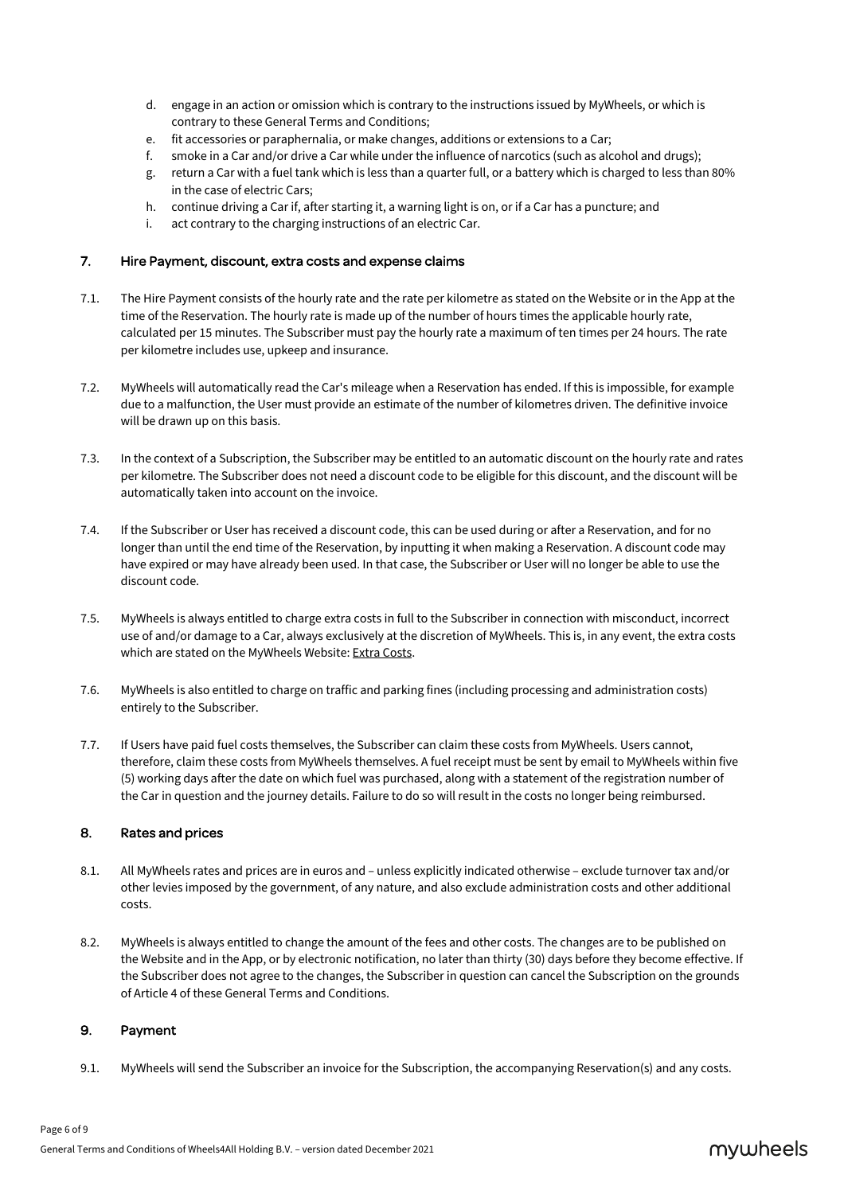d. engage in an action or omission which is contrary to the instructions issued by MyWheels, or which is contrary to these General Terms and Conditions;
e. fit accessories or paraphernalia, or make changes, additions or extensions to a Car;
f. smoke in a Car and/or drive a Car while under the influence of narcotics (such as alcohol and drugs);
g. return a Car with a fuel tank which is less than a quarter full, or a battery which is charged to less than 80% in the case of electric Cars;
h. continue driving a Car if, after starting it, a warning light is on, or if a Car has a puncture; and
i. act contrary to the charging instructions of an electric Car.

## 7. Hire Payment, discount, extra costs and expense claims

7.1. The Hire Payment consists of the hourly rate and the rate per kilometre as stated on the Website or in the App at the time of the Reservation. The hourly rate is made up of the number of hours times the applicable hourly rate, calculated per 15 minutes. The Subscriber must pay the hourly rate a maximum of ten times per 24 hours. The rate per kilometre includes use, upkeep and insurance.

7.2. MyWheels will automatically read the Car's mileage when a Reservation has ended. If this is impossible, for example due to a malfunction, the User must provide an estimate of the number of kilometres driven. The definitive invoice will be drawn up on this basis.

7.3. In the context of a Subscription, the Subscriber may be entitled to an automatic discount on the hourly rate and rates per kilometre. The Subscriber does not need a discount code to be eligible for this discount, and the discount will be automatically taken into account on the invoice.

7.4. If the Subscriber or User has received a discount code, this can be used during or after a Reservation, and for no longer than until the end time of the Reservation, by inputting it when making a Reservation. A discount code may have expired or may have already been used. In that case, the Subscriber or User will no longer be able to use the discount code.

7.5. MyWheels is always entitled to charge extra costs in full to the Subscriber in connection with misconduct, incorrect use of and/or damage to a Car, always exclusively at the discretion of MyWheels. This is, in any event, the extra costs which are stated on the MyWheels Website: Extra Costs.

7.6. MyWheels is also entitled to charge on traffic and parking fines (including processing and administration costs) entirely to the Subscriber.

7.7. If Users have paid fuel costs themselves, the Subscriber can claim these costs from MyWheels. Users cannot, therefore, claim these costs from MyWheels themselves. A fuel receipt must be sent by email to MyWheels within five (5) working days after the date on which fuel was purchased, along with a statement of the registration number of the Car in question and the journey details. Failure to do so will result in the costs no longer being reimbursed.

## 8. Rates and prices

8.1. All MyWheels rates and prices are in euros and – unless explicitly indicated otherwise – exclude turnover tax and/or other levies imposed by the government, of any nature, and also exclude administration costs and other additional costs.

8.2. MyWheels is always entitled to change the amount of the fees and other costs. The changes are to be published on the Website and in the App, or by electronic notification, no later than thirty (30) days before they become effective. If the Subscriber does not agree to the changes, the Subscriber in question can cancel the Subscription on the grounds of Article 4 of these General Terms and Conditions.

## 9. Payment

9.1. MyWheels will send the Subscriber an invoice for the Subscription, the accompanying Reservation(s) and any costs.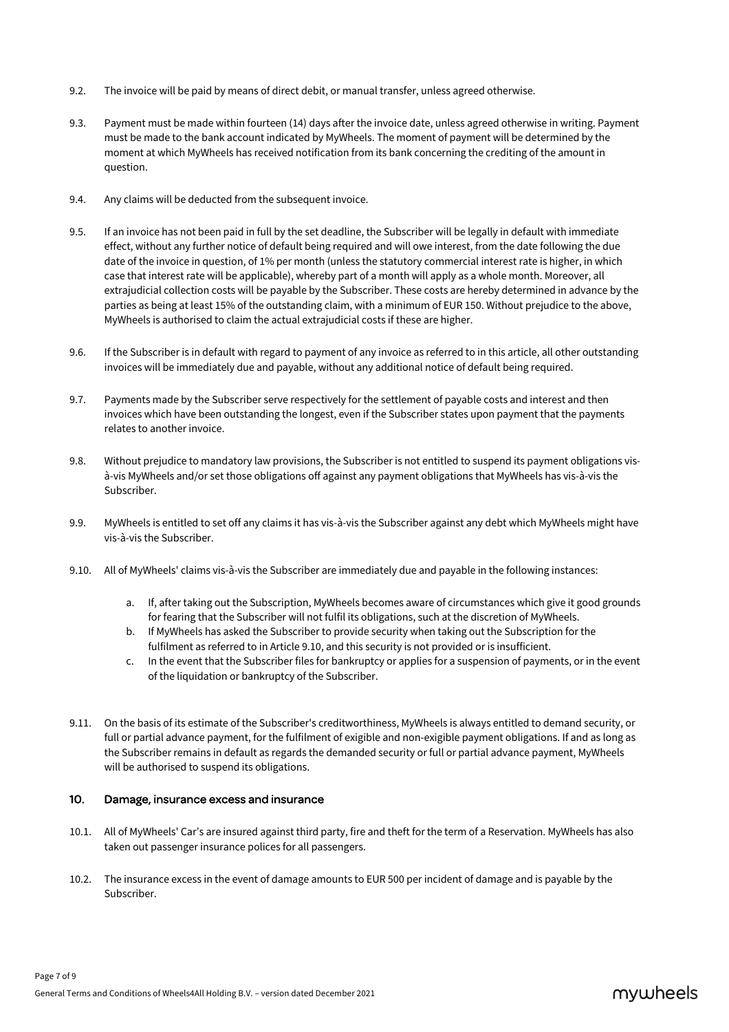9.2. The invoice will be paid by means of direct debit, or manual transfer, unless agreed otherwise.

9.3. Payment must be made within fourteen (14) days after the invoice date, unless agreed otherwise in writing. Payment must be made to the bank account indicated by MyWheels. The moment of payment will be determined by the moment at which MyWheels has received notification from its bank concerning the crediting of the amount in question.

9.4. Any claims will be deducted from the subsequent invoice.

9.5. If an invoice has not been paid in full by the set deadline, the Subscriber will be legally in default with immediate effect, without any further notice of default being required and will owe interest, from the date following the due date of the invoice in question, of 1% per month (unless the statutory commercial interest rate is higher, in which case that interest rate will be applicable), whereby part of a month will apply as a whole month. Moreover, all extrajudicial collection costs will be payable by the Subscriber. These costs are hereby determined in advance by the parties as being at least 15% of the outstanding claim, with a minimum of EUR 150. Without prejudice to the above, MyWheels is authorised to claim the actual extrajudicial costs if these are higher.

9.6. If the Subscriber is in default with regard to payment of any invoice as referred to in this article, all other outstanding invoices will be immediately due and payable, without any additional notice of default being required.

9.7. Payments made by the Subscriber serve respectively for the settlement of payable costs and interest and then invoices which have been outstanding the longest, even if the Subscriber states upon payment that the payments relates to another invoice.

9.8. Without prejudice to mandatory law provisions, the Subscriber is not entitled to suspend its payment obligations vis-à-vis MyWheels and/or set those obligations off against any payment obligations that MyWheels has vis-à-vis the Subscriber.

9.9. MyWheels is entitled to set off any claims it has vis-à-vis the Subscriber against any debt which MyWheels might have vis-à-vis the Subscriber.

9.10. All of MyWheels' claims vis-à-vis the Subscriber are immediately due and payable in the following instances:

a. If, after taking out the Subscription, MyWheels becomes aware of circumstances which give it good grounds for fearing that the Subscriber will not fulfil its obligations, such at the discretion of MyWheels.
b. If MyWheels has asked the Subscriber to provide security when taking out the Subscription for the fulfilment as referred to in Article 9.10, and this security is not provided or is insufficient.
c. In the event that the Subscriber files for bankruptcy or applies for a suspension of payments, or in the event of the liquidation or bankruptcy of the Subscriber.

9.11. On the basis of its estimate of the Subscriber's creditworthiness, MyWheels is always entitled to demand security, or full or partial advance payment, for the fulfilment of exigible and non-exigible payment obligations. If and as long as the Subscriber remains in default as regards the demanded security or full or partial advance payment, MyWheels will be authorised to suspend its obligations.

## 10. Damage, insurance excess and insurance

10.1. All of MyWheels' Car's are insured against third party, fire and theft for the term of a Reservation. MyWheels has also taken out passenger insurance polices for all passengers.

10.2. The insurance excess in the event of damage amounts to EUR 500 per incident of damage and is payable by the Subscriber.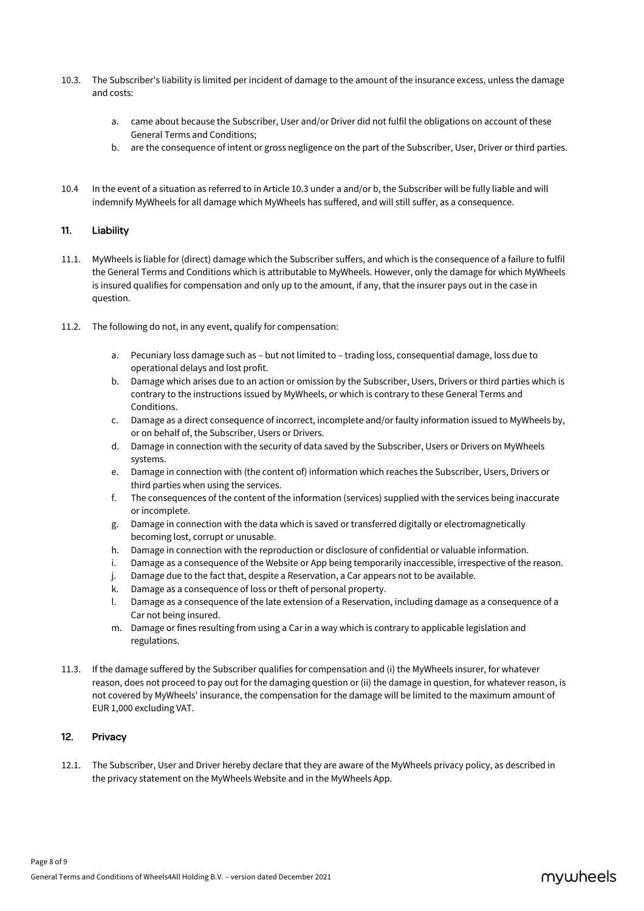10.3. The Subscriber's liability is limited per incident of damage to the amount of the insurance excess, unless the damage and costs:

a. came about because the Subscriber, User and/or Driver did not fulfil the obligations on account of these General Terms and Conditions;
b. are the consequence of intent or gross negligence on the part of the Subscriber, User, Driver or third parties.

10.4 In the event of a situation as referred to in Article 10.3 under a and/or b, the Subscriber will be fully liable and will indemnify MyWheels for all damage which MyWheels has suffered, and will still suffer, as a consequence.

## 11. Liability

11.1. MyWheels is liable for (direct) damage which the Subscriber suffers, and which is the consequence of a failure to fulfil the General Terms and Conditions which is attributable to MyWheels. However, only the damage for which MyWheels is insured qualifies for compensation and only up to the amount, if any, that the insurer pays out in the case in question.

11.2. The following do not, in any event, qualify for compensation:

a. Pecuniary loss damage such as – but not limited to – trading loss, consequential damage, loss due to operational delays and lost profit.
b. Damage which arises due to an action or omission by the Subscriber, Users, Drivers or third parties which is contrary to the instructions issued by MyWheels, or which is contrary to these General Terms and Conditions.
c. Damage as a direct consequence of incorrect, incomplete and/or faulty information issued to MyWheels by, or on behalf of, the Subscriber, Users or Drivers.
d. Damage in connection with the security of data saved by the Subscriber, Users or Drivers on MyWheels systems.
e. Damage in connection with (the content of) information which reaches the Subscriber, Users, Drivers or third parties when using the services.
f. The consequences of the content of the information (services) supplied with the services being inaccurate or incomplete.
g. Damage in connection with the data which is saved or transferred digitally or electromagnetically becoming lost, corrupt or unusable.
h. Damage in connection with the reproduction or disclosure of confidential or valuable information.
i. Damage as a consequence of the Website or App being temporarily inaccessible, irrespective of the reason.
j. Damage due to the fact that, despite a Reservation, a Car appears not to be available.
k. Damage as a consequence of loss or theft of personal property.
l. Damage as a consequence of the late extension of a Reservation, including damage as a consequence of a Car not being insured.
m. Damage or fines resulting from using a Car in a way which is contrary to applicable legislation and regulations.

11.3. If the damage suffered by the Subscriber qualifies for compensation and (i) the MyWheels insurer, for whatever reason, does not proceed to pay out for the damaging question or (ii) the damage in question, for whatever reason, is not covered by MyWheels' insurance, the compensation for the damage will be limited to the maximum amount of EUR 1,000 excluding VAT.

## 12. Privacy

12.1. The Subscriber, User and Driver hereby declare that they are aware of the MyWheels privacy policy, as described in the privacy statement on the MyWheels Website and in the MyWheels App.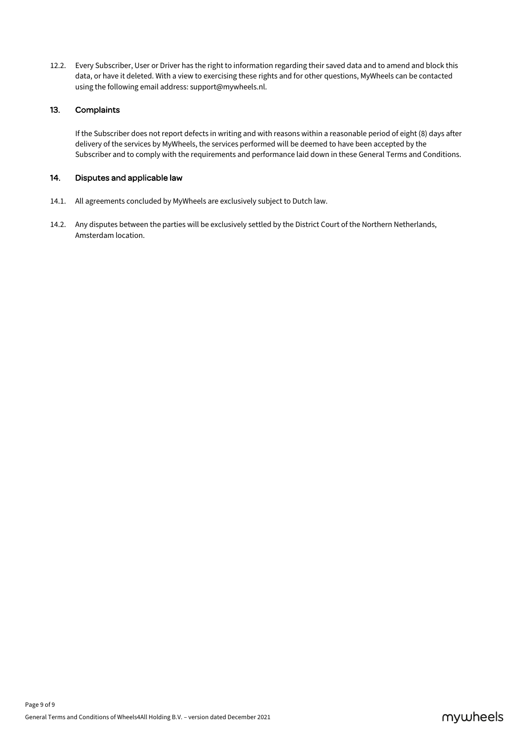12.2. Every Subscriber, User or Driver has the right to information regarding their saved data and to amend and block this data, or have it deleted. With a view to exercising these rights and for other questions, MyWheels can be contacted using the following email address: support@mywheels.nl.

## 13. Complaints

If the Subscriber does not report defects in writing and with reasons within a reasonable period of eight (8) days after delivery of the services by MyWheels, the services performed will be deemed to have been accepted by the Subscriber and to comply with the requirements and performance laid down in these General Terms and Conditions.

## 14. Disputes and applicable law

14.1. All agreements concluded by MyWheels are exclusively subject to Dutch law.

14.2. Any disputes between the parties will be exclusively settled by the District Court of the Northern Netherlands, Amsterdam location.